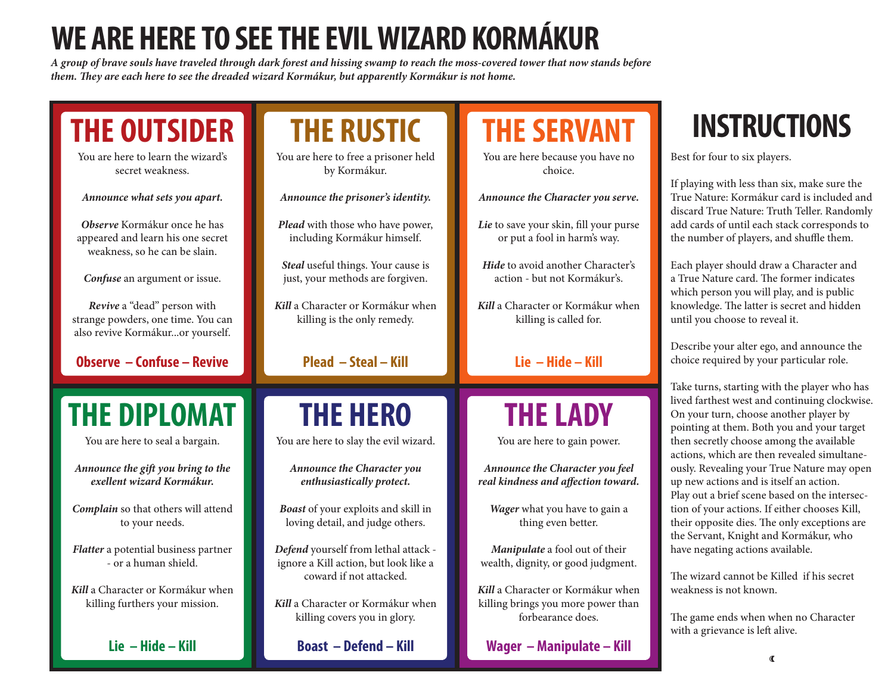# WE ARE HERE TO SEE THE EVIL WIZARD KORMÁKUR

***A group of brave souls have traveled through dark forest and hissing swamp to reach the moss-covered tower that now stands before them. They are each here to see the dreaded wizard Kormákur, but apparently Kormákur is not home.***

## THE OUTSIDER

You are here to learn the wizard's secret weakness.

***Announce what sets you apart.***

***Observe*** Kormákur once he has appeared and learn his one secret weakness, so he can be slain.

***Confuse*** an argument or issue.

***Revive*** a "dead" person with strange powders, one time. You can also revive Kormákur...or yourself.

**Observe – Confuse – Revive**

## THE RUSTIC

You are here to free a prisoner held by Kormákur.

***Announce the prisoner's identity.***

***Plead*** with those who have power, including Kormákur himself.

***Steal*** useful things. Your cause is just, your methods are forgiven.

***Kill*** a Character or Kormákur when killing is the only remedy.

**Plead – Steal – Kill**

## THE SERVANT

You are here because you have no choice.

***Announce the Character you serve.***

***Lie*** to save your skin, fill your purse or put a fool in harm's way.

***Hide*** to avoid another Character's action - but not Kormákur's.

***Kill*** a Character or Kormákur when killing is called for.

**Lie – Hide – Kill**

## THE DIPLOMAT

You are here to seal a bargain.

***Announce the gift you bring to the exellent wizard Kormákur.***

***Complain*** so that others will attend to your needs.

***Flatter*** a potential business partner - or a human shield.

***Kill*** a Character or Kormákur when killing furthers your mission.

**Lie – Hide – Kill**

## THE HERO

You are here to slay the evil wizard.

***Announce the Character you enthusiastically protect.***

***Boast*** of your exploits and skill in loving detail, and judge others.

***Defend*** yourself from lethal attack - ignore a Kill action, but look like a coward if not attacked.

***Kill*** a Character or Kormákur when killing covers you in glory.

**Boast – Defend – Kill**

## THE LADY

You are here to gain power.

***Announce the Character you feel real kindness and affection toward.***

***Wager*** what you have to gain a thing even better.

***Manipulate*** a fool out of their wealth, dignity, or good judgment.

***Kill*** a Character or Kormákur when killing brings you more power than forbearance does.

**Wager – Manipulate – Kill**

## INSTRUCTIONS

Best for four to six players.

If playing with less than six, make sure the True Nature: Kormákur card is included and discard True Nature: Truth Teller. Randomly add cards of until each stack corresponds to the number of players, and shuffle them.

Each player should draw a Character and a True Nature card. The former indicates which person you will play, and is public knowledge. The latter is secret and hidden until you choose to reveal it.

Describe your alter ego, and announce the choice required by your particular role.

Take turns, starting with the player who has lived farthest west and continuing clockwise. On your turn, choose another player by pointing at them. Both you and your target then secretly choose among the available actions, which are then revealed simultaneously. Revealing your True Nature may open up new actions and is itself an action. Play out a brief scene based on the intersection of your actions. If either chooses Kill, their opposite dies. The only exceptions are the Servant, Knight and Kormákur, who have negating actions available.

The wizard cannot be Killed if his secret weakness is not known.

The game ends when when no Character with a grievance is left alive.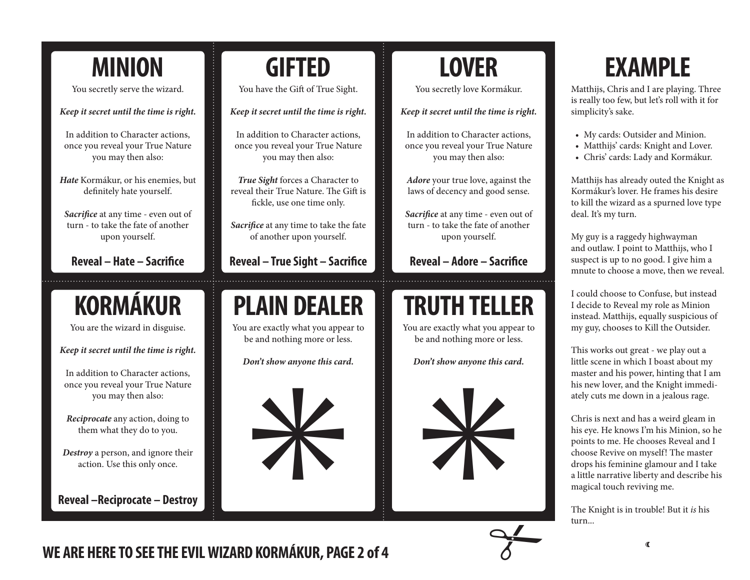## MINION

You secretly serve the wizard.

***Keep it secret until the time is right.***

In addition to Character actions, once you reveal your True Nature you may then also:

***Hate*** Kormákur, or his enemies, but definitely hate yourself.

***Sacrifice*** at any time - even out of turn - to take the fate of another upon yourself.

**Reveal – Hate – Sacrifice**

## GIFTED

You have the Gift of True Sight.

***Keep it secret until the time is right.***

In addition to Character actions, once you reveal your True Nature you may then also:

***True Sight*** forces a Character to reveal their True Nature. The Gift is fickle, use one time only.

***Sacrifice*** at any time to take the fate of another upon yourself.

**Reveal – True Sight – Sacrifice**

## LOVER

You secretly love Kormákur.

***Keep it secret until the time is right.***

In addition to Character actions, once you reveal your True Nature you may then also:

***Adore*** your true love, against the laws of decency and good sense.

***Sacrifice*** at any time - even out of turn - to take the fate of another upon yourself.

**Reveal – Adore – Sacrifice**

## KORMÁKUR

You are the wizard in disguise.

***Keep it secret until the time is right.***

In addition to Character actions, once you reveal your True Nature you may then also:

***Reciprocate*** any action, doing to them what they do to you.

***Destroy*** a person, and ignore their action. Use this only once.

**Reveal –Reciprocate – Destroy**

## PLAIN DEALER

You are exactly what you appear to be and nothing more or less.

***Don't show anyone this card.***

*

## TRUTH TELLER

You are exactly what you appear to be and nothing more or less.

***Don't show anyone this card.***

*

## EXAMPLE

Matthijs, Chris and I are playing. Three is really too few, but let's roll with it for simplicity's sake.

- My cards: Outsider and Minion.
- Matthijs' cards: Knight and Lover.
- Chris' cards: Lady and Kormákur.

Matthijs has already outed the Knight as Kormákur's lover. He frames his desire to kill the wizard as a spurned love type deal. It's my turn.

My guy is a raggedy highwayman and outlaw. I point to Matthijs, who I suspect is up to no good. I give him a mnute to choose a move, then we reveal.

I could choose to Confuse, but instead I decide to Reveal my role as Minion instead. Matthijs, equally suspicious of my guy, chooses to Kill the Outsider.

This works out great - we play out a little scene in which I boast about my master and his power, hinting that I am his new lover, and the Knight immediately cuts me down in a jealous rage.

Chris is next and has a weird gleam in his eye. He knows I'm his Minion, so he points to me. He chooses Reveal and I choose Revive on myself! The master drops his feminine glamour and I take a little narrative liberty and describe his magical touch reviving me.

The Knight is in trouble! But it *is* his turn...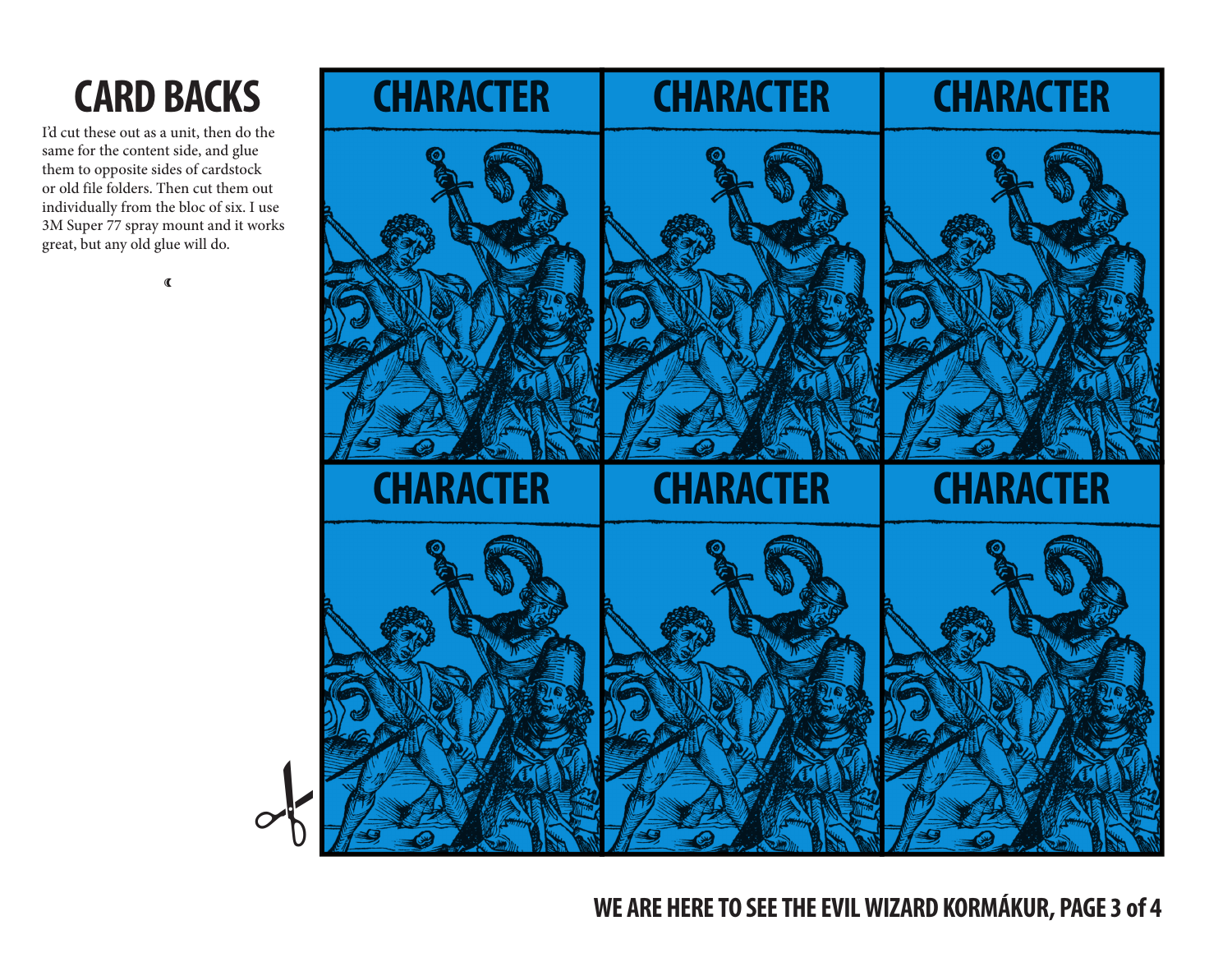# CARD BACKS

I'd cut these out as a unit, then do the same for the content side, and glue them to opposite sides of cardstock or old file folders. Then cut them out individually from the bloc of six. I use 3M Super 77 spray mount and it works great, but any old glue will do.

☾

CHARACTER

CHARACTER

CHARACTER

CHARACTER

CHARACTER

CHARACTER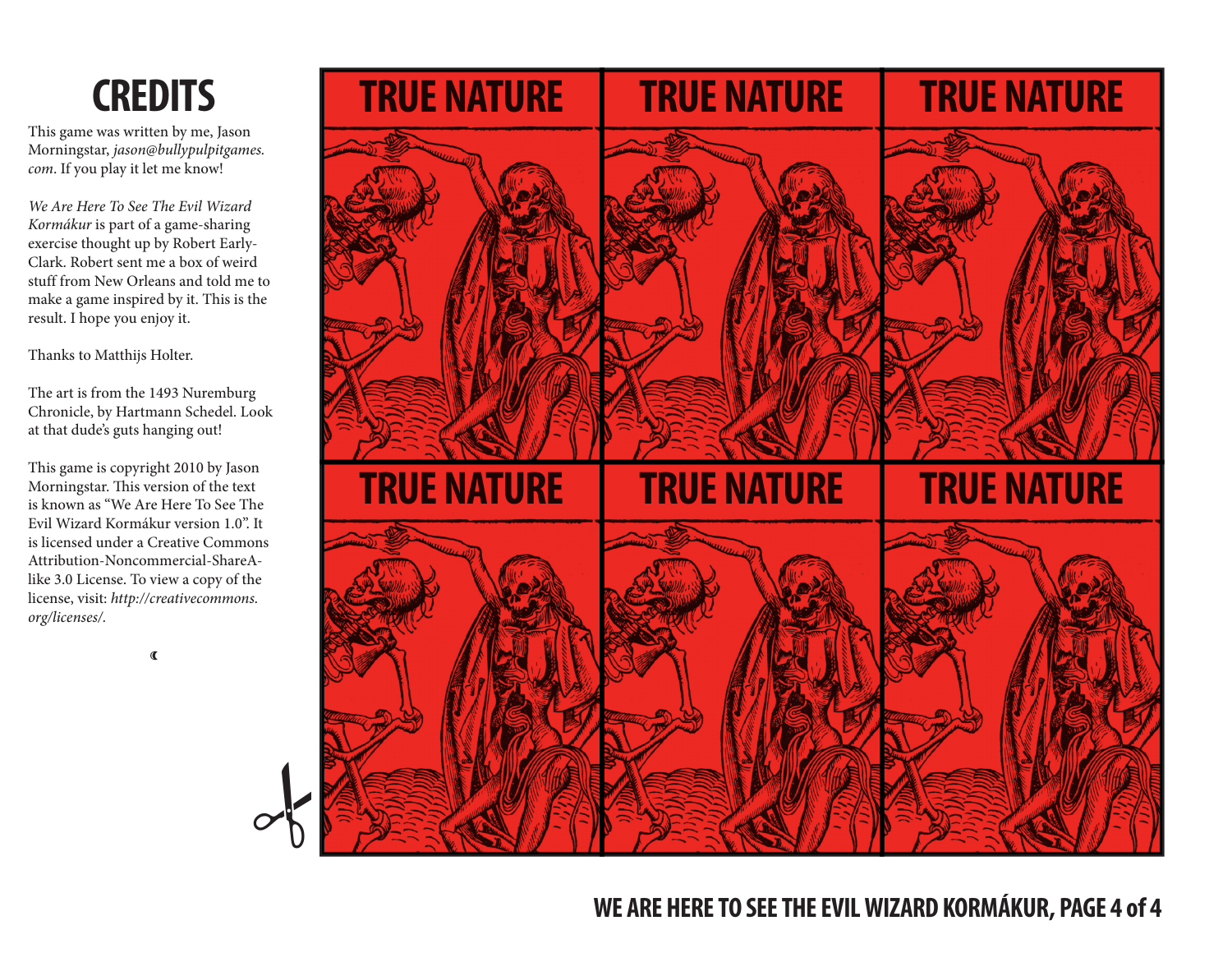# CREDITS

This game was written by me, Jason Morningstar, *jason@bullypulpitgames.com*. If you play it let me know!

*We Are Here To See The Evil Wizard Kormákur* is part of a game-sharing exercise thought up by Robert Early-Clark. Robert sent me a box of weird stuff from New Orleans and told me to make a game inspired by it. This is the result. I hope you enjoy it.

Thanks to Matthijs Holter.

The art is from the 1493 Nuremburg Chronicle, by Hartmann Schedel. Look at that dude's guts hanging out!

This game is copyright 2010 by Jason Morningstar. This version of the text is known as "We Are Here To See The Evil Wizard Kormákur version 1.0". It is licensed under a Creative Commons Attribution-Noncommercial-ShareAlike 3.0 License. To view a copy of the license, visit: *http://creativecommons.org/licenses/*.

TRUE NATURE

TRUE NATURE

TRUE NATURE

TRUE NATURE

TRUE NATURE

TRUE NATURE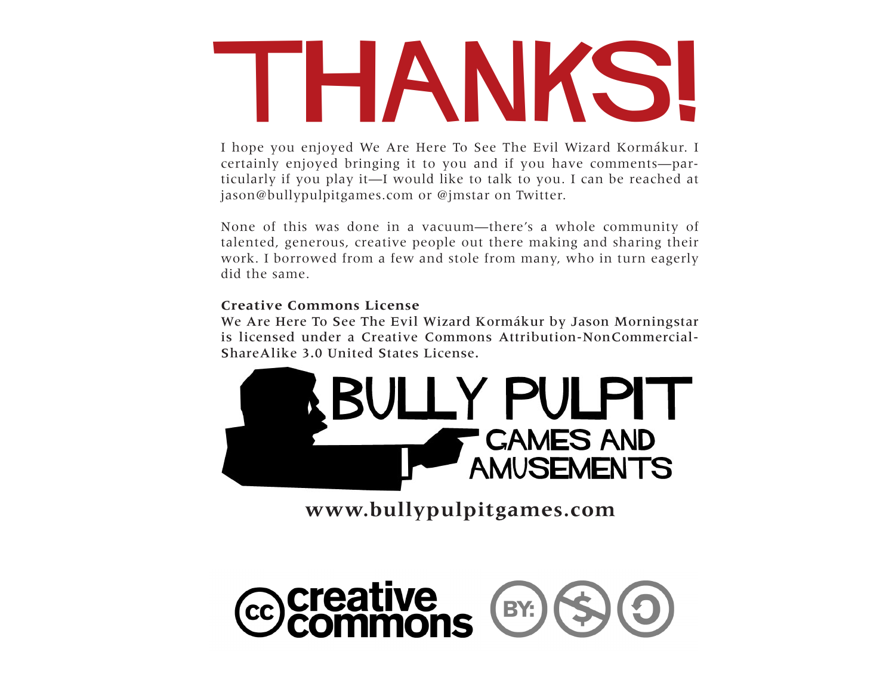# THANKS!

I hope you enjoyed We Are Here To See The Evil Wizard Kormákur. I certainly enjoyed bringing it to you and if you have comments—particularly if you play it—I would like to talk to you. I can be reached at jason@bullypulpitgames.com or @jmstar on Twitter.

None of this was done in a vacuum—there's a whole community of talented, generous, creative people out there making and sharing their work. I borrowed from a few and stole from many, who in turn eagerly did the same.

**Creative Commons License**
**We Are Here To See The Evil Wizard Kormákur by Jason Morningstar is licensed under a Creative Commons Attribution-NonCommercial-ShareAlike 3.0 United States License.**

BULLY PULPIT
GAMES AND AMUSEMENTS

**www.bullypulpitgames.com**

creative commons BY: